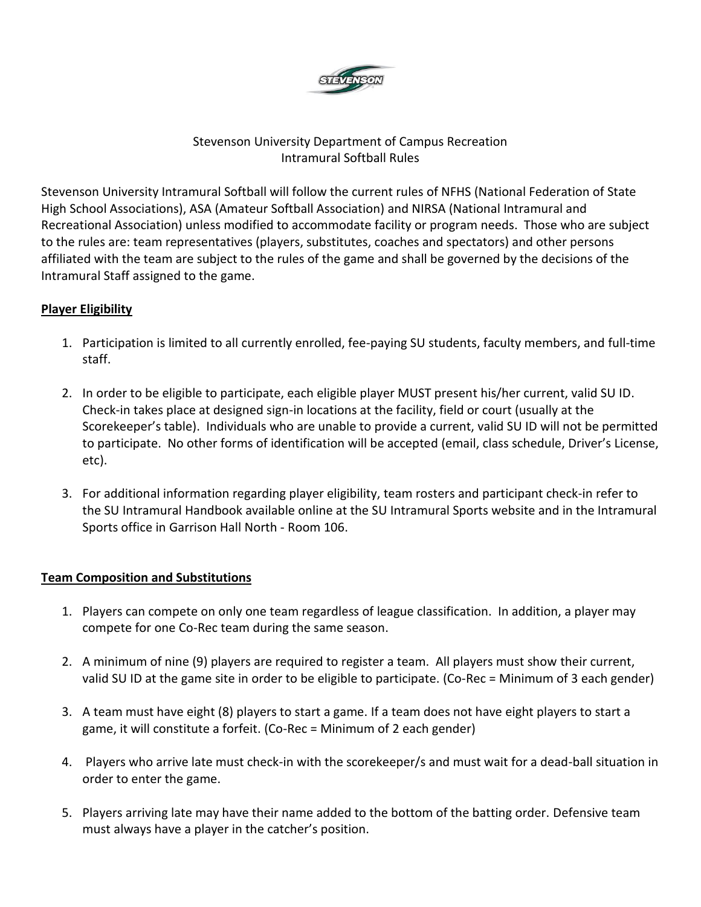Stevenson University Department of Campus Recreation
Intramural Softball Rules

Stevenson University Intramural Softball will follow the current rules of NFHS (National Federation of State High School Associations), ASA (Amateur Softball Association) and NIRSA (National Intramural and Recreational Association) unless modified to accommodate facility or program needs. Those who are subject to the rules are: team representatives (players, substitutes, coaches and spectators) and other persons affiliated with the team are subject to the rules of the game and shall be governed by the decisions of the Intramural Staff assigned to the game.

## Player Eligibility

1. Participation is limited to all currently enrolled, fee-paying SU students, faculty members, and full-time staff.
2. In order to be eligible to participate, each eligible player MUST present his/her current, valid SU ID. Check-in takes place at designed sign-in locations at the facility, field or court (usually at the Scorekeeper's table). Individuals who are unable to provide a current, valid SU ID will not be permitted to participate. No other forms of identification will be accepted (email, class schedule, Driver's License, etc).
3. For additional information regarding player eligibility, team rosters and participant check-in refer to the SU Intramural Handbook available online at the SU Intramural Sports website and in the Intramural Sports office in Garrison Hall North - Room 106.

## Team Composition and Substitutions

1. Players can compete on only one team regardless of league classification. In addition, a player may compete for one Co-Rec team during the same season.
2. A minimum of nine (9) players are required to register a team. All players must show their current, valid SU ID at the game site in order to be eligible to participate. (Co-Rec = Minimum of 3 each gender)
3. A team must have eight (8) players to start a game. If a team does not have eight players to start a game, it will constitute a forfeit. (Co-Rec = Minimum of 2 each gender)
4. Players who arrive late must check-in with the scorekeeper/s and must wait for a dead-ball situation in order to enter the game.
5. Players arriving late may have their name added to the bottom of the batting order. Defensive team must always have a player in the catcher's position.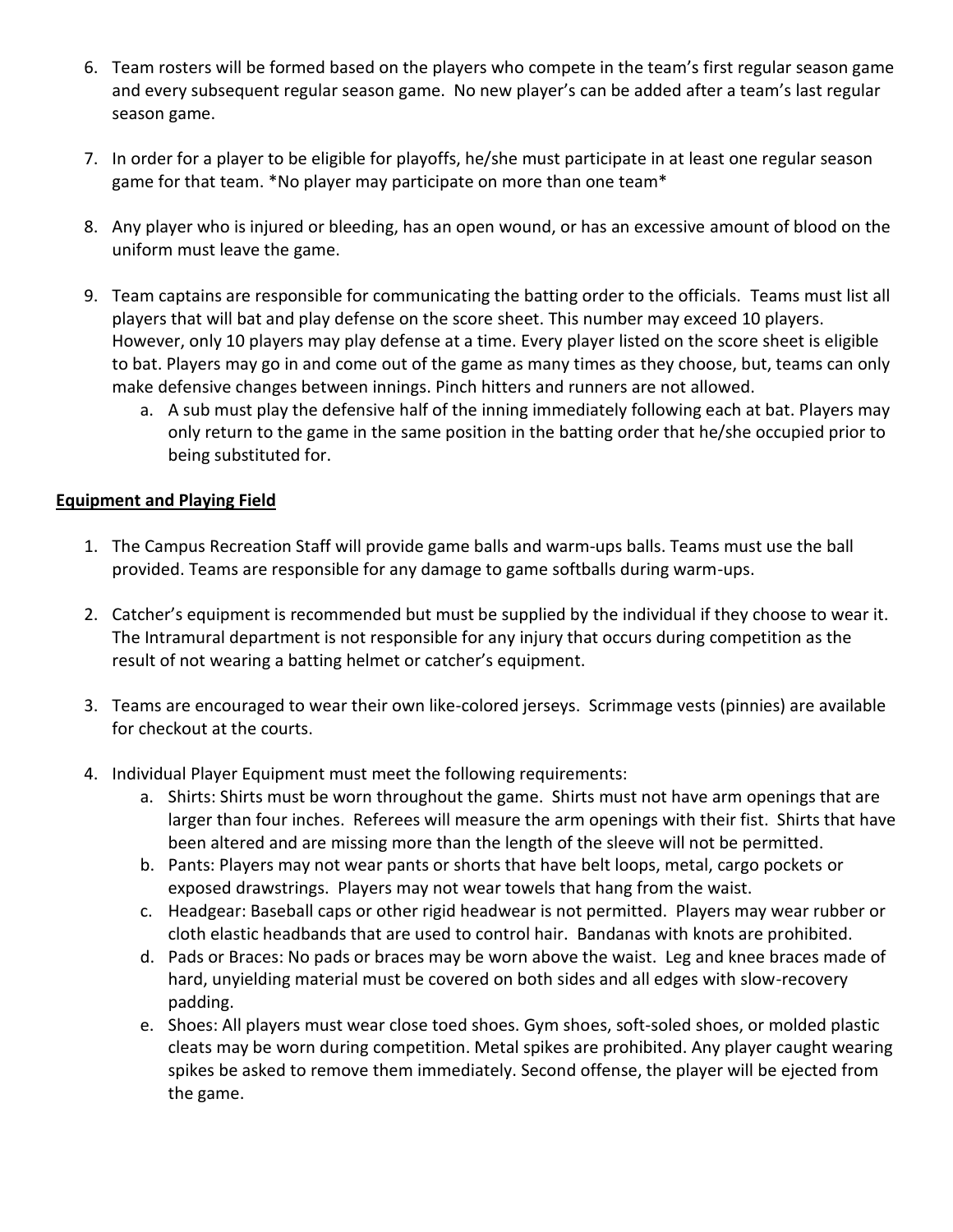6. Team rosters will be formed based on the players who compete in the team's first regular season game and every subsequent regular season game. No new player's can be added after a team's last regular season game.

7. In order for a player to be eligible for playoffs, he/she must participate in at least one regular season game for that team. *No player may participate on more than one team*

8. Any player who is injured or bleeding, has an open wound, or has an excessive amount of blood on the uniform must leave the game.

9. Team captains are responsible for communicating the batting order to the officials. Teams must list all players that will bat and play defense on the score sheet. This number may exceed 10 players. However, only 10 players may play defense at a time. Every player listed on the score sheet is eligible to bat. Players may go in and come out of the game as many times as they choose, but, teams can only make defensive changes between innings. Pinch hitters and runners are not allowed.
   a. A sub must play the defensive half of the inning immediately following each at bat. Players may only return to the game in the same position in the batting order that he/she occupied prior to being substituted for.

**<u>Equipment and Playing Field</u>**

1. The Campus Recreation Staff will provide game balls and warm-ups balls. Teams must use the ball provided. Teams are responsible for any damage to game softballs during warm-ups.

2. Catcher's equipment is recommended but must be supplied by the individual if they choose to wear it. The Intramural department is not responsible for any injury that occurs during competition as the result of not wearing a batting helmet or catcher's equipment.

3. Teams are encouraged to wear their own like-colored jerseys. Scrimmage vests (pinnies) are available for checkout at the courts.

4. Individual Player Equipment must meet the following requirements:
   a. Shirts: Shirts must be worn throughout the game. Shirts must not have arm openings that are larger than four inches. Referees will measure the arm openings with their fist. Shirts that have been altered and are missing more than the length of the sleeve will not be permitted.
   b. Pants: Players may not wear pants or shorts that have belt loops, metal, cargo pockets or exposed drawstrings. Players may not wear towels that hang from the waist.
   c. Headgear: Baseball caps or other rigid headwear is not permitted. Players may wear rubber or cloth elastic headbands that are used to control hair. Bandanas with knots are prohibited.
   d. Pads or Braces: No pads or braces may be worn above the waist. Leg and knee braces made of hard, unyielding material must be covered on both sides and all edges with slow-recovery padding.
   e. Shoes: All players must wear close toed shoes. Gym shoes, soft-soled shoes, or molded plastic cleats may be worn during competition. Metal spikes are prohibited. Any player caught wearing spikes be asked to remove them immediately. Second offense, the player will be ejected from the game.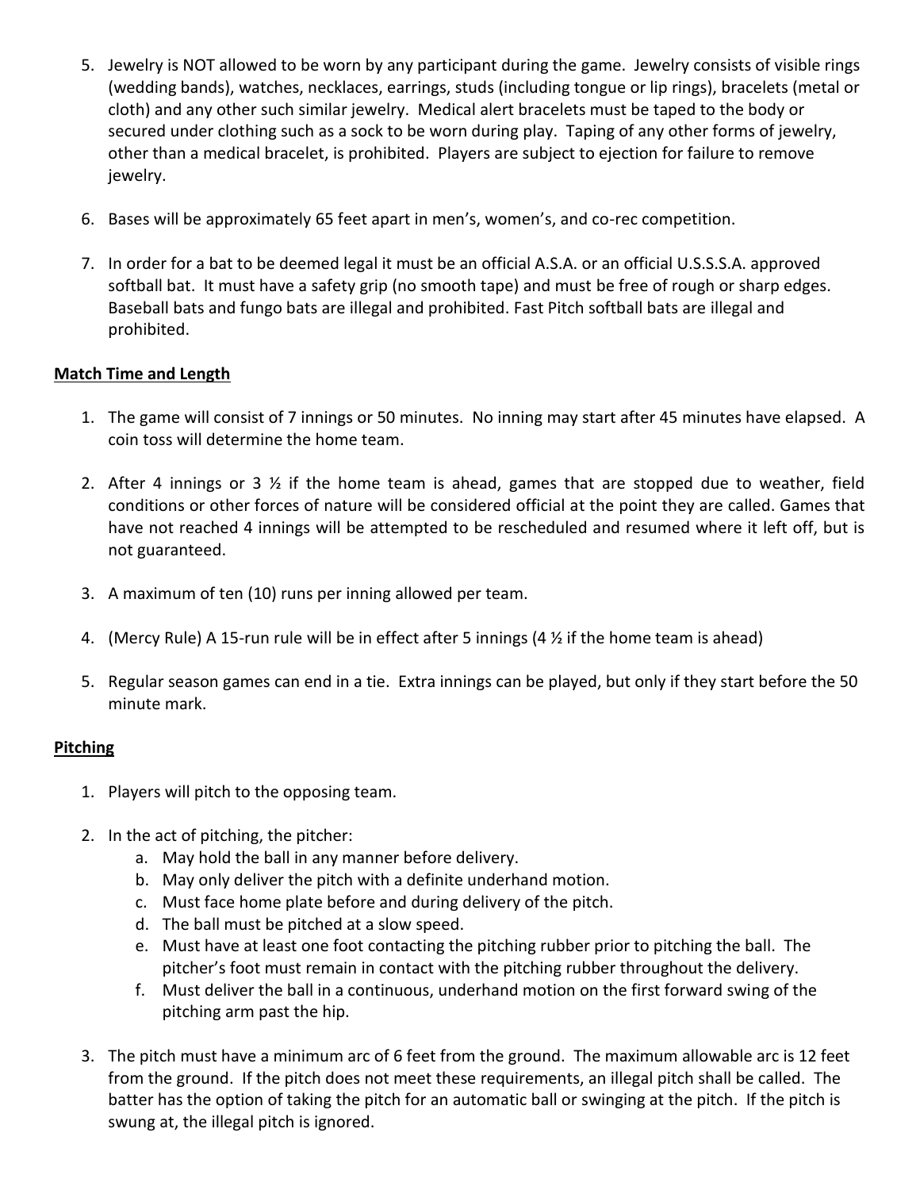5. Jewelry is NOT allowed to be worn by any participant during the game. Jewelry consists of visible rings (wedding bands), watches, necklaces, earrings, studs (including tongue or lip rings), bracelets (metal or cloth) and any other such similar jewelry. Medical alert bracelets must be taped to the body or secured under clothing such as a sock to be worn during play. Taping of any other forms of jewelry, other than a medical bracelet, is prohibited. Players are subject to ejection for failure to remove jewelry.

6. Bases will be approximately 65 feet apart in men's, women's, and co-rec competition.

7. In order for a bat to be deemed legal it must be an official A.S.A. or an official U.S.S.S.A. approved softball bat. It must have a safety grip (no smooth tape) and must be free of rough or sharp edges. Baseball bats and fungo bats are illegal and prohibited. Fast Pitch softball bats are illegal and prohibited.

**Match Time and Length**

1. The game will consist of 7 innings or 50 minutes. No inning may start after 45 minutes have elapsed. A coin toss will determine the home team.

2. After 4 innings or 3 ½ if the home team is ahead, games that are stopped due to weather, field conditions or other forces of nature will be considered official at the point they are called. Games that have not reached 4 innings will be attempted to be rescheduled and resumed where it left off, but is not guaranteed.

3. A maximum of ten (10) runs per inning allowed per team.

4. (Mercy Rule) A 15-run rule will be in effect after 5 innings (4 ½ if the home team is ahead)

5. Regular season games can end in a tie. Extra innings can be played, but only if they start before the 50 minute mark.

**Pitching**

1. Players will pitch to the opposing team.

2. In the act of pitching, the pitcher:
   a. May hold the ball in any manner before delivery.
   b. May only deliver the pitch with a definite underhand motion.
   c. Must face home plate before and during delivery of the pitch.
   d. The ball must be pitched at a slow speed.
   e. Must have at least one foot contacting the pitching rubber prior to pitching the ball. The pitcher's foot must remain in contact with the pitching rubber throughout the delivery.
   f. Must deliver the ball in a continuous, underhand motion on the first forward swing of the pitching arm past the hip.

3. The pitch must have a minimum arc of 6 feet from the ground. The maximum allowable arc is 12 feet from the ground. If the pitch does not meet these requirements, an illegal pitch shall be called. The batter has the option of taking the pitch for an automatic ball or swinging at the pitch. If the pitch is swung at, the illegal pitch is ignored.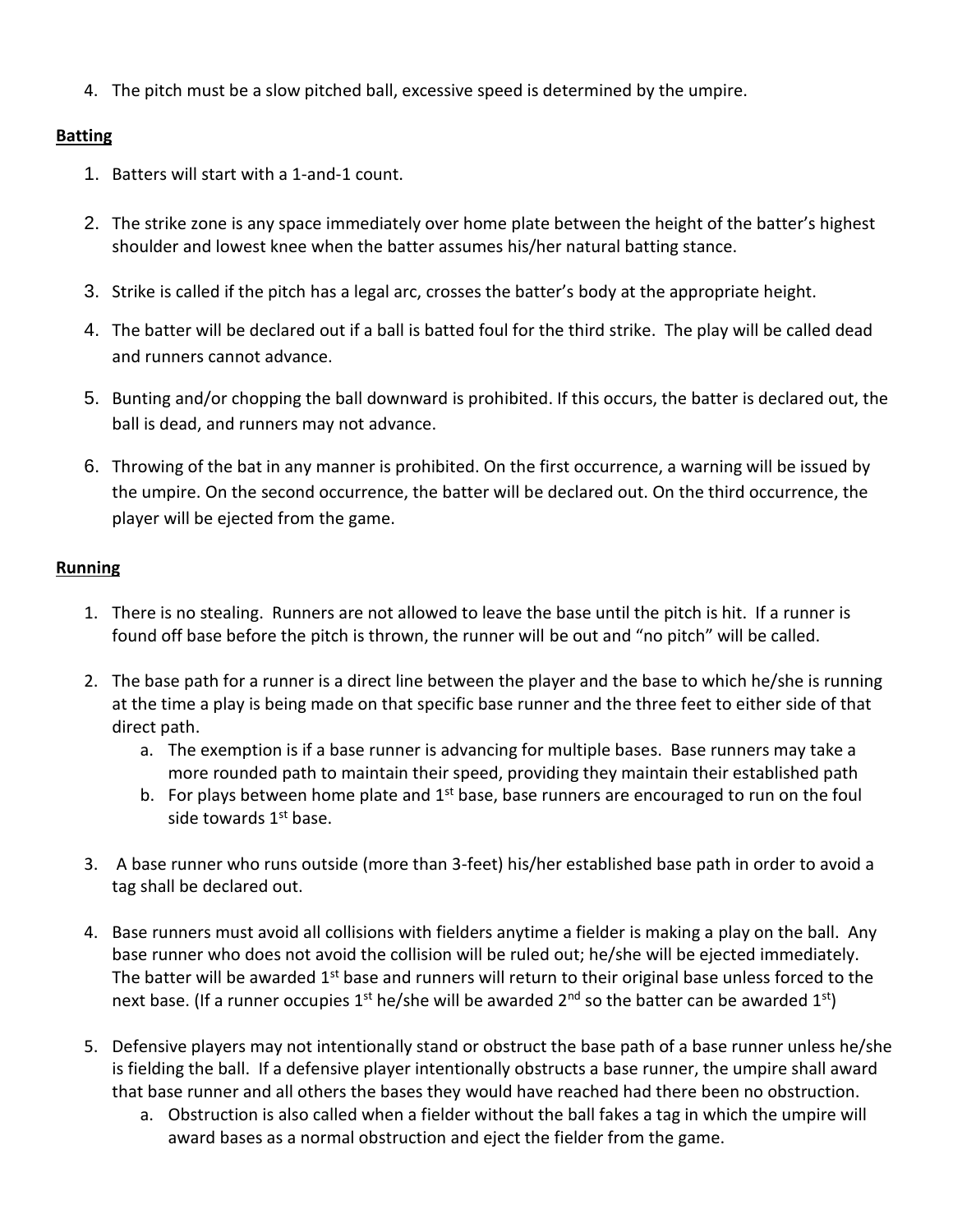4. The pitch must be a slow pitched ball, excessive speed is determined by the umpire.

**Batting**

1. Batters will start with a 1-and-1 count.
2. The strike zone is any space immediately over home plate between the height of the batter's highest shoulder and lowest knee when the batter assumes his/her natural batting stance.
3. Strike is called if the pitch has a legal arc, crosses the batter's body at the appropriate height.
4. The batter will be declared out if a ball is batted foul for the third strike. The play will be called dead and runners cannot advance.
5. Bunting and/or chopping the ball downward is prohibited. If this occurs, the batter is declared out, the ball is dead, and runners may not advance.
6. Throwing of the bat in any manner is prohibited. On the first occurrence, a warning will be issued by the umpire. On the second occurrence, the batter will be declared out. On the third occurrence, the player will be ejected from the game.

**Running**

1. There is no stealing. Runners are not allowed to leave the base until the pitch is hit. If a runner is found off base before the pitch is thrown, the runner will be out and "no pitch" will be called.
2. The base path for a runner is a direct line between the player and the base to which he/she is running at the time a play is being made on that specific base runner and the three feet to either side of that direct path.
   a. The exemption is if a base runner is advancing for multiple bases. Base runners may take a more rounded path to maintain their speed, providing they maintain their established path
   b. For plays between home plate and 1st base, base runners are encouraged to run on the foul side towards 1st base.
3. A base runner who runs outside (more than 3-feet) his/her established base path in order to avoid a tag shall be declared out.
4. Base runners must avoid all collisions with fielders anytime a fielder is making a play on the ball. Any base runner who does not avoid the collision will be ruled out; he/she will be ejected immediately. The batter will be awarded 1st base and runners will return to their original base unless forced to the next base. (If a runner occupies 1st he/she will be awarded 2nd so the batter can be awarded 1st)
5. Defensive players may not intentionally stand or obstruct the base path of a base runner unless he/she is fielding the ball. If a defensive player intentionally obstructs a base runner, the umpire shall award that base runner and all others the bases they would have reached had there been no obstruction.
   a. Obstruction is also called when a fielder without the ball fakes a tag in which the umpire will award bases as a normal obstruction and eject the fielder from the game.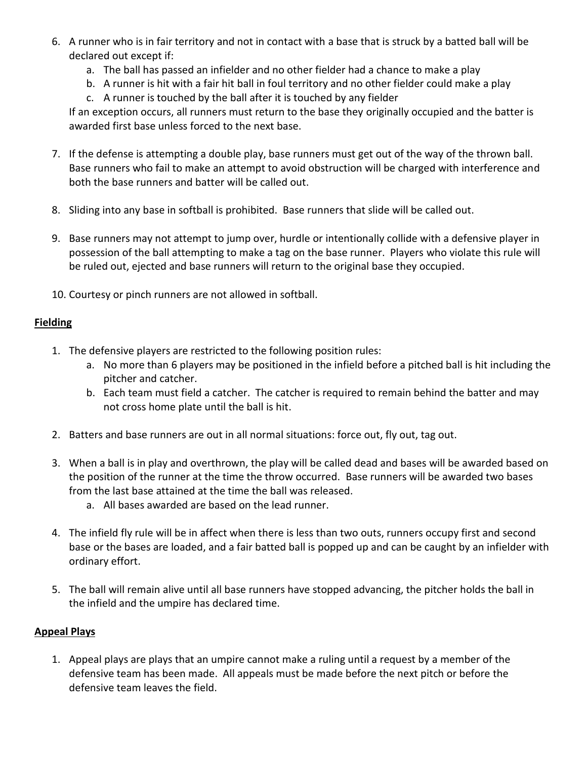6. A runner who is in fair territory and not in contact with a base that is struck by a batted ball will be declared out except if:
   a. The ball has passed an infielder and no other fielder had a chance to make a play
   b. A runner is hit with a fair hit ball in foul territory and no other fielder could make a play
   c. A runner is touched by the ball after it is touched by any fielder

   If an exception occurs, all runners must return to the base they originally occupied and the batter is awarded first base unless forced to the next base.

7. If the defense is attempting a double play, base runners must get out of the way of the thrown ball. Base runners who fail to make an attempt to avoid obstruction will be charged with interference and both the base runners and batter will be called out.

8. Sliding into any base in softball is prohibited. Base runners that slide will be called out.

9. Base runners may not attempt to jump over, hurdle or intentionally collide with a defensive player in possession of the ball attempting to make a tag on the base runner. Players who violate this rule will be ruled out, ejected and base runners will return to the original base they occupied.

10. Courtesy or pinch runners are not allowed in softball.

## Fielding

1. The defensive players are restricted to the following position rules:
   a. No more than 6 players may be positioned in the infield before a pitched ball is hit including the pitcher and catcher.
   b. Each team must field a catcher. The catcher is required to remain behind the batter and may not cross home plate until the ball is hit.

2. Batters and base runners are out in all normal situations: force out, fly out, tag out.

3. When a ball is in play and overthrown, the play will be called dead and bases will be awarded based on the position of the runner at the time the throw occurred. Base runners will be awarded two bases from the last base attained at the time the ball was released.
   a. All bases awarded are based on the lead runner.

4. The infield fly rule will be in affect when there is less than two outs, runners occupy first and second base or the bases are loaded, and a fair batted ball is popped up and can be caught by an infielder with ordinary effort.

5. The ball will remain alive until all base runners have stopped advancing, the pitcher holds the ball in the infield and the umpire has declared time.

## Appeal Plays

1. Appeal plays are plays that an umpire cannot make a ruling until a request by a member of the defensive team has been made. All appeals must be made before the next pitch or before the defensive team leaves the field.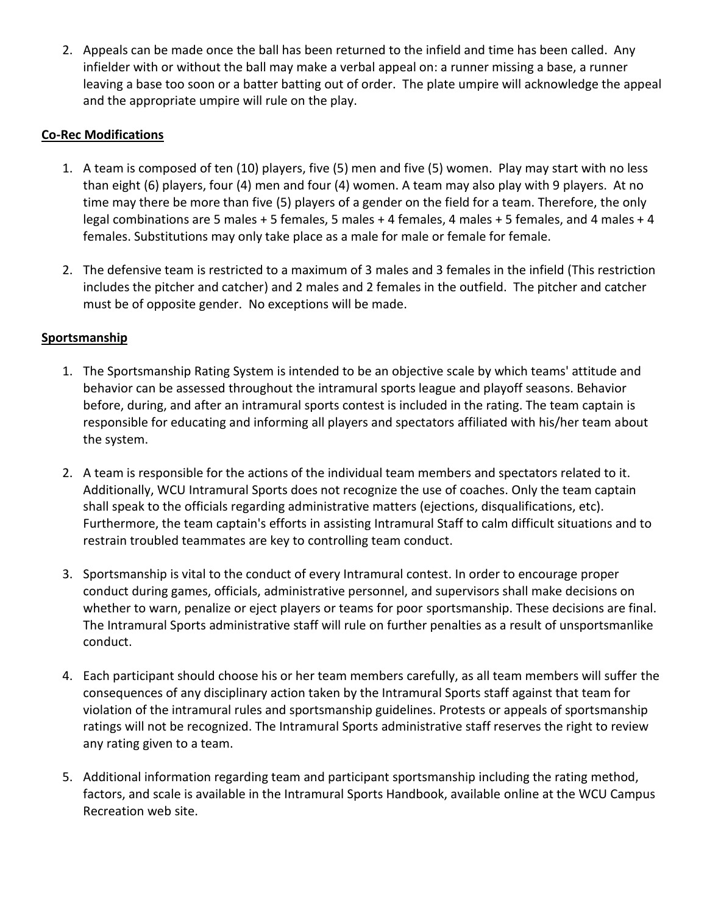2. Appeals can be made once the ball has been returned to the infield and time has been called. Any infielder with or without the ball may make a verbal appeal on: a runner missing a base, a runner leaving a base too soon or a batter batting out of order. The plate umpire will acknowledge the appeal and the appropriate umpire will rule on the play.

**Co-Rec Modifications**

1. A team is composed of ten (10) players, five (5) men and five (5) women. Play may start with no less than eight (6) players, four (4) men and four (4) women. A team may also play with 9 players. At no time may there be more than five (5) players of a gender on the field for a team. Therefore, the only legal combinations are 5 males + 5 females, 5 males + 4 females, 4 males + 5 females, and 4 males + 4 females. Substitutions may only take place as a male for male or female for female.

2. The defensive team is restricted to a maximum of 3 males and 3 females in the infield (This restriction includes the pitcher and catcher) and 2 males and 2 females in the outfield. The pitcher and catcher must be of opposite gender. No exceptions will be made.

**Sportsmanship**

1. The Sportsmanship Rating System is intended to be an objective scale by which teams' attitude and behavior can be assessed throughout the intramural sports league and playoff seasons. Behavior before, during, and after an intramural sports contest is included in the rating. The team captain is responsible for educating and informing all players and spectators affiliated with his/her team about the system.

2. A team is responsible for the actions of the individual team members and spectators related to it. Additionally, WCU Intramural Sports does not recognize the use of coaches. Only the team captain shall speak to the officials regarding administrative matters (ejections, disqualifications, etc). Furthermore, the team captain's efforts in assisting Intramural Staff to calm difficult situations and to restrain troubled teammates are key to controlling team conduct.

3. Sportsmanship is vital to the conduct of every Intramural contest. In order to encourage proper conduct during games, officials, administrative personnel, and supervisors shall make decisions on whether to warn, penalize or eject players or teams for poor sportsmanship. These decisions are final. The Intramural Sports administrative staff will rule on further penalties as a result of unsportsmanlike conduct.

4. Each participant should choose his or her team members carefully, as all team members will suffer the consequences of any disciplinary action taken by the Intramural Sports staff against that team for violation of the intramural rules and sportsmanship guidelines. Protests or appeals of sportsmanship ratings will not be recognized. The Intramural Sports administrative staff reserves the right to review any rating given to a team.

5. Additional information regarding team and participant sportsmanship including the rating method, factors, and scale is available in the Intramural Sports Handbook, available online at the WCU Campus Recreation web site.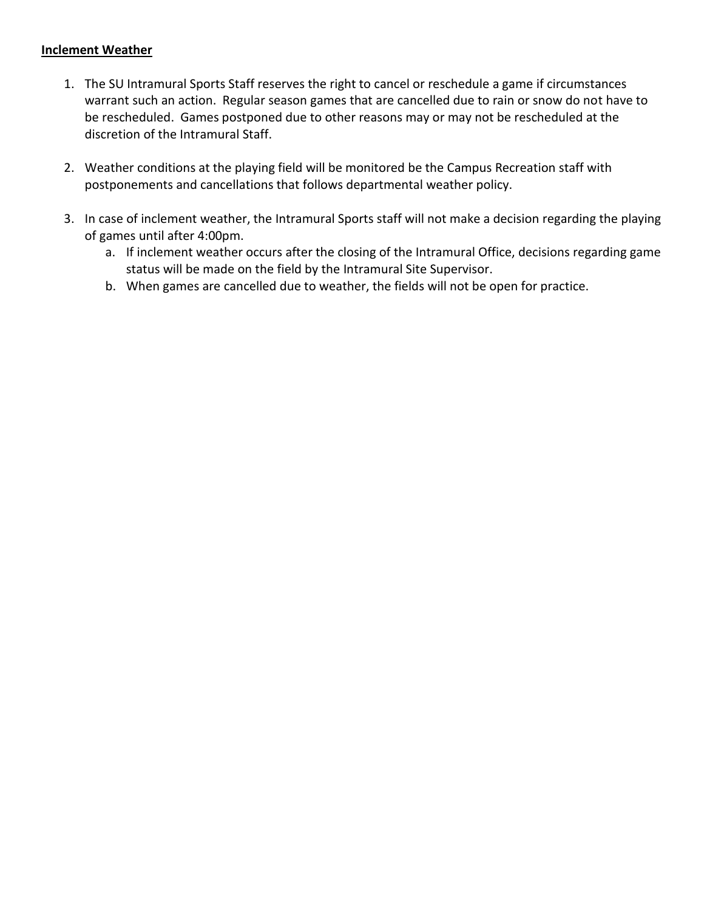**Inclement Weather**

1. The SU Intramural Sports Staff reserves the right to cancel or reschedule a game if circumstances warrant such an action. Regular season games that are cancelled due to rain or snow do not have to be rescheduled. Games postponed due to other reasons may or may not be rescheduled at the discretion of the Intramural Staff.

2. Weather conditions at the playing field will be monitored be the Campus Recreation staff with postponements and cancellations that follows departmental weather policy.

3. In case of inclement weather, the Intramural Sports staff will not make a decision regarding the playing of games until after 4:00pm.
   a. If inclement weather occurs after the closing of the Intramural Office, decisions regarding game status will be made on the field by the Intramural Site Supervisor.
   b. When games are cancelled due to weather, the fields will not be open for practice.